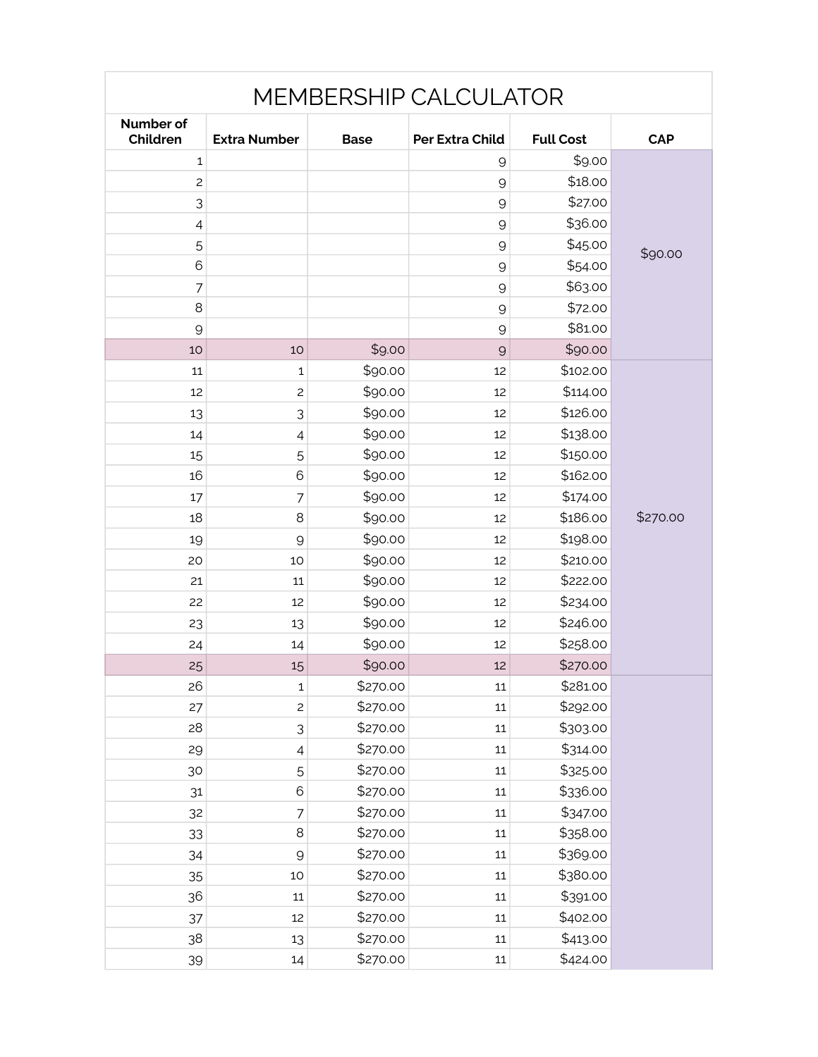# MEMBERSHIP CALCULATOR

| Number of Children | Extra Number | Base | Per Extra Child | Full Cost | CAP |
|---|---|---|---|---|---|
| 1 | | | 9 | $9.00 | $90.00 |
| 2 | | | 9 | $18.00 | |
| 3 | | | 9 | $27.00 | |
| 4 | | | 9 | $36.00 | |
| 5 | | | 9 | $45.00 | |
| 6 | | | 9 | $54.00 | |
| 7 | | | 9 | $63.00 | |
| 8 | | | 9 | $72.00 | |
| 9 | | | 9 | $81.00 | |
| 10 | 10 | $9.00 | 9 | $90.00 | |
| 11 | 1 | $90.00 | 12 | $102.00 | $270.00 |
| 12 | 2 | $90.00 | 12 | $114.00 | |
| 13 | 3 | $90.00 | 12 | $126.00 | |
| 14 | 4 | $90.00 | 12 | $138.00 | |
| 15 | 5 | $90.00 | 12 | $150.00 | |
| 16 | 6 | $90.00 | 12 | $162.00 | |
| 17 | 7 | $90.00 | 12 | $174.00 | |
| 18 | 8 | $90.00 | 12 | $186.00 | |
| 19 | 9 | $90.00 | 12 | $198.00 | |
| 20 | 10 | $90.00 | 12 | $210.00 | |
| 21 | 11 | $90.00 | 12 | $222.00 | |
| 22 | 12 | $90.00 | 12 | $234.00 | |
| 23 | 13 | $90.00 | 12 | $246.00 | |
| 24 | 14 | $90.00 | 12 | $258.00 | |
| 25 | 15 | $90.00 | 12 | $270.00 | |
| 26 | 1 | $270.00 | 11 | $281.00 | |
| 27 | 2 | $270.00 | 11 | $292.00 | |
| 28 | 3 | $270.00 | 11 | $303.00 | |
| 29 | 4 | $270.00 | 11 | $314.00 | |
| 30 | 5 | $270.00 | 11 | $325.00 | |
| 31 | 6 | $270.00 | 11 | $336.00 | |
| 32 | 7 | $270.00 | 11 | $347.00 | |
| 33 | 8 | $270.00 | 11 | $358.00 | |
| 34 | 9 | $270.00 | 11 | $369.00 | |
| 35 | 10 | $270.00 | 11 | $380.00 | |
| 36 | 11 | $270.00 | 11 | $391.00 | |
| 37 | 12 | $270.00 | 11 | $402.00 | |
| 38 | 13 | $270.00 | 11 | $413.00 | |
| 39 | 14 | $270.00 | 11 | $424.00 | |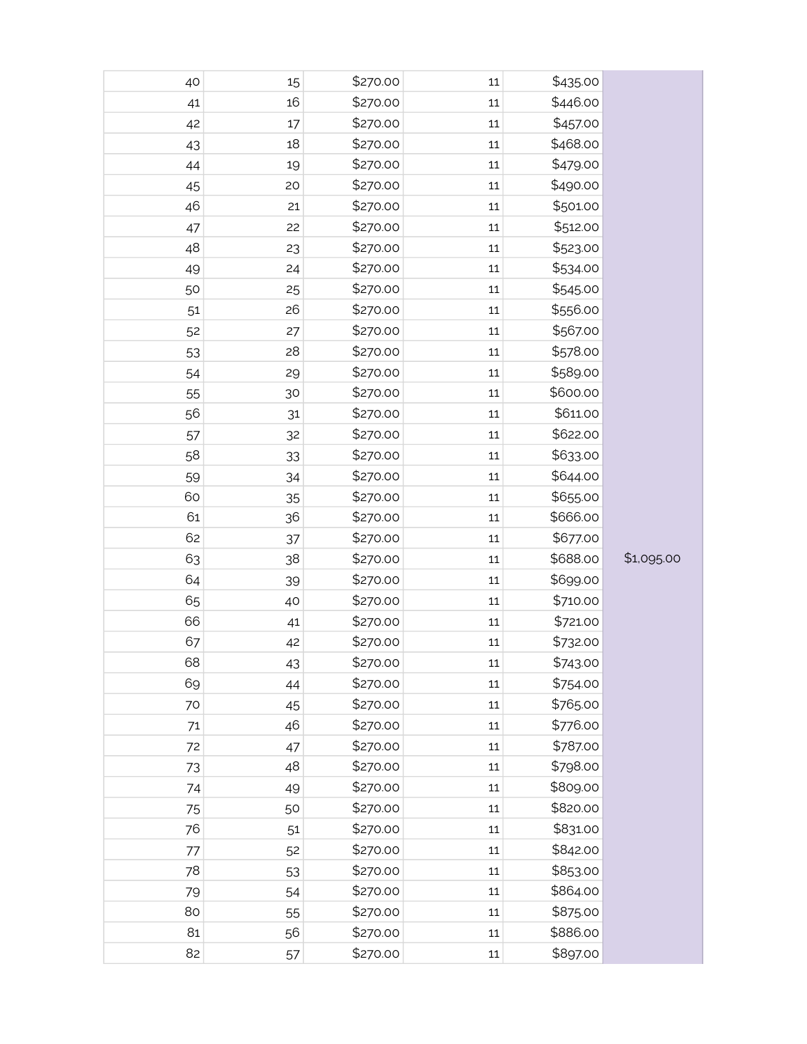| | | | | | |
|---|---|---|---|---|---|
| 40 | 15 | $270.00 | 11 | $435.00 | |
| 41 | 16 | $270.00 | 11 | $446.00 | |
| 42 | 17 | $270.00 | 11 | $457.00 | |
| 43 | 18 | $270.00 | 11 | $468.00 | |
| 44 | 19 | $270.00 | 11 | $479.00 | |
| 45 | 20 | $270.00 | 11 | $490.00 | |
| 46 | 21 | $270.00 | 11 | $501.00 | |
| 47 | 22 | $270.00 | 11 | $512.00 | |
| 48 | 23 | $270.00 | 11 | $523.00 | |
| 49 | 24 | $270.00 | 11 | $534.00 | |
| 50 | 25 | $270.00 | 11 | $545.00 | |
| 51 | 26 | $270.00 | 11 | $556.00 | |
| 52 | 27 | $270.00 | 11 | $567.00 | |
| 53 | 28 | $270.00 | 11 | $578.00 | |
| 54 | 29 | $270.00 | 11 | $589.00 | |
| 55 | 30 | $270.00 | 11 | $600.00 | |
| 56 | 31 | $270.00 | 11 | $611.00 | |
| 57 | 32 | $270.00 | 11 | $622.00 | |
| 58 | 33 | $270.00 | 11 | $633.00 | |
| 59 | 34 | $270.00 | 11 | $644.00 | |
| 60 | 35 | $270.00 | 11 | $655.00 | |
| 61 | 36 | $270.00 | 11 | $666.00 | |
| 62 | 37 | $270.00 | 11 | $677.00 | |
| 63 | 38 | $270.00 | 11 | $688.00 | $1,095.00 |
| 64 | 39 | $270.00 | 11 | $699.00 | |
| 65 | 40 | $270.00 | 11 | $710.00 | |
| 66 | 41 | $270.00 | 11 | $721.00 | |
| 67 | 42 | $270.00 | 11 | $732.00 | |
| 68 | 43 | $270.00 | 11 | $743.00 | |
| 69 | 44 | $270.00 | 11 | $754.00 | |
| 70 | 45 | $270.00 | 11 | $765.00 | |
| 71 | 46 | $270.00 | 11 | $776.00 | |
| 72 | 47 | $270.00 | 11 | $787.00 | |
| 73 | 48 | $270.00 | 11 | $798.00 | |
| 74 | 49 | $270.00 | 11 | $809.00 | |
| 75 | 50 | $270.00 | 11 | $820.00 | |
| 76 | 51 | $270.00 | 11 | $831.00 | |
| 77 | 52 | $270.00 | 11 | $842.00 | |
| 78 | 53 | $270.00 | 11 | $853.00 | |
| 79 | 54 | $270.00 | 11 | $864.00 | |
| 80 | 55 | $270.00 | 11 | $875.00 | |
| 81 | 56 | $270.00 | 11 | $886.00 | |
| 82 | 57 | $270.00 | 11 | $897.00 | |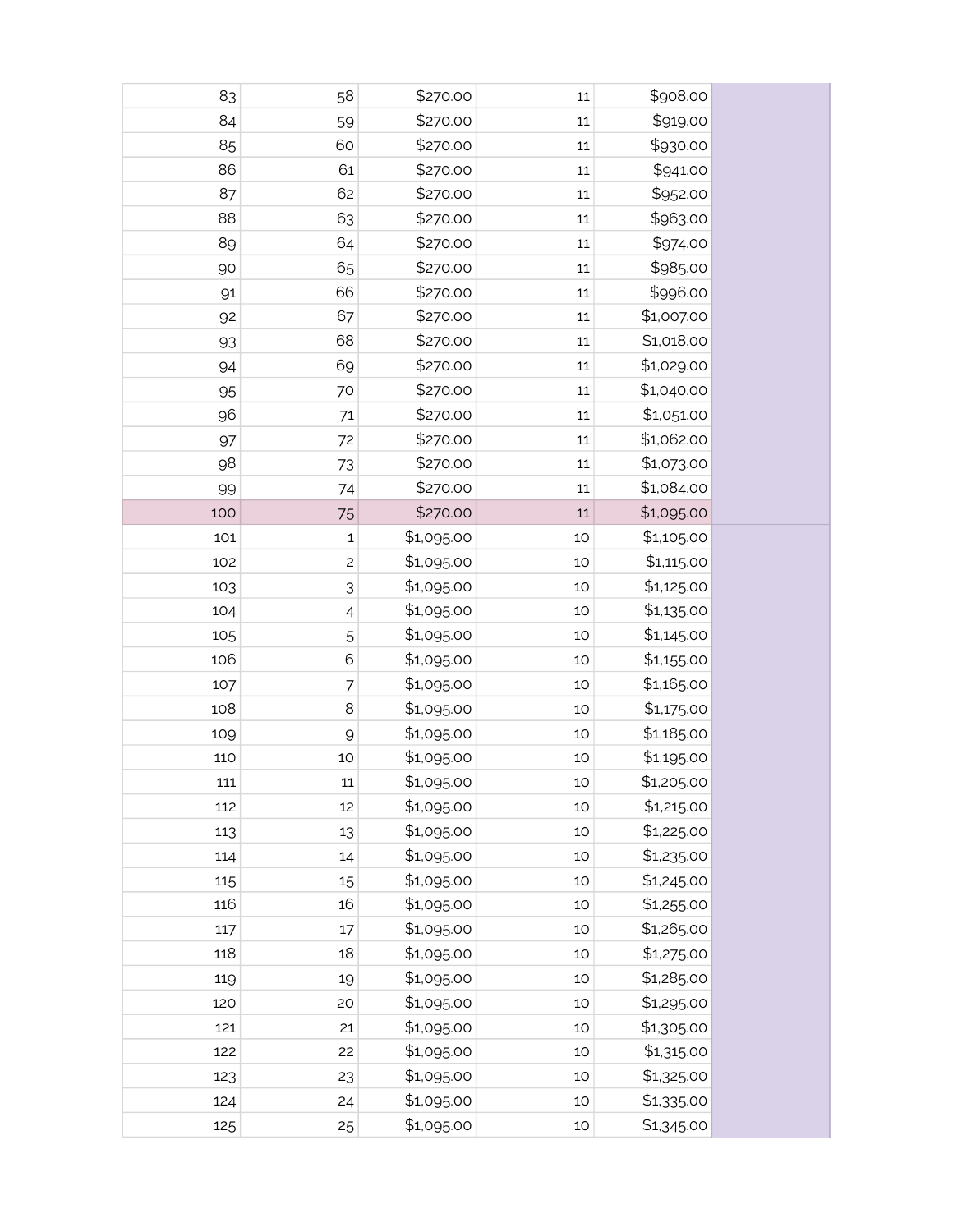| | | | | | |
|---|---|---|---|---|---|
| 83 | 58 | $270.00 | 11 | $908.00 | |
| 84 | 59 | $270.00 | 11 | $919.00 | |
| 85 | 60 | $270.00 | 11 | $930.00 | |
| 86 | 61 | $270.00 | 11 | $941.00 | |
| 87 | 62 | $270.00 | 11 | $952.00 | |
| 88 | 63 | $270.00 | 11 | $963.00 | |
| 89 | 64 | $270.00 | 11 | $974.00 | |
| 90 | 65 | $270.00 | 11 | $985.00 | |
| 91 | 66 | $270.00 | 11 | $996.00 | |
| 92 | 67 | $270.00 | 11 | $1,007.00 | |
| 93 | 68 | $270.00 | 11 | $1,018.00 | |
| 94 | 69 | $270.00 | 11 | $1,029.00 | |
| 95 | 70 | $270.00 | 11 | $1,040.00 | |
| 96 | 71 | $270.00 | 11 | $1,051.00 | |
| 97 | 72 | $270.00 | 11 | $1,062.00 | |
| 98 | 73 | $270.00 | 11 | $1,073.00 | |
| 99 | 74 | $270.00 | 11 | $1,084.00 | |
| 100 | 75 | $270.00 | 11 | $1,095.00 | |
| 101 | 1 | $1,095.00 | 10 | $1,105.00 | |
| 102 | 2 | $1,095.00 | 10 | $1,115.00 | |
| 103 | 3 | $1,095.00 | 10 | $1,125.00 | |
| 104 | 4 | $1,095.00 | 10 | $1,135.00 | |
| 105 | 5 | $1,095.00 | 10 | $1,145.00 | |
| 106 | 6 | $1,095.00 | 10 | $1,155.00 | |
| 107 | 7 | $1,095.00 | 10 | $1,165.00 | |
| 108 | 8 | $1,095.00 | 10 | $1,175.00 | |
| 109 | 9 | $1,095.00 | 10 | $1,185.00 | |
| 110 | 10 | $1,095.00 | 10 | $1,195.00 | |
| 111 | 11 | $1,095.00 | 10 | $1,205.00 | |
| 112 | 12 | $1,095.00 | 10 | $1,215.00 | |
| 113 | 13 | $1,095.00 | 10 | $1,225.00 | |
| 114 | 14 | $1,095.00 | 10 | $1,235.00 | |
| 115 | 15 | $1,095.00 | 10 | $1,245.00 | |
| 116 | 16 | $1,095.00 | 10 | $1,255.00 | |
| 117 | 17 | $1,095.00 | 10 | $1,265.00 | |
| 118 | 18 | $1,095.00 | 10 | $1,275.00 | |
| 119 | 19 | $1,095.00 | 10 | $1,285.00 | |
| 120 | 20 | $1,095.00 | 10 | $1,295.00 | |
| 121 | 21 | $1,095.00 | 10 | $1,305.00 | |
| 122 | 22 | $1,095.00 | 10 | $1,315.00 | |
| 123 | 23 | $1,095.00 | 10 | $1,325.00 | |
| 124 | 24 | $1,095.00 | 10 | $1,335.00 | |
| 125 | 25 | $1,095.00 | 10 | $1,345.00 | |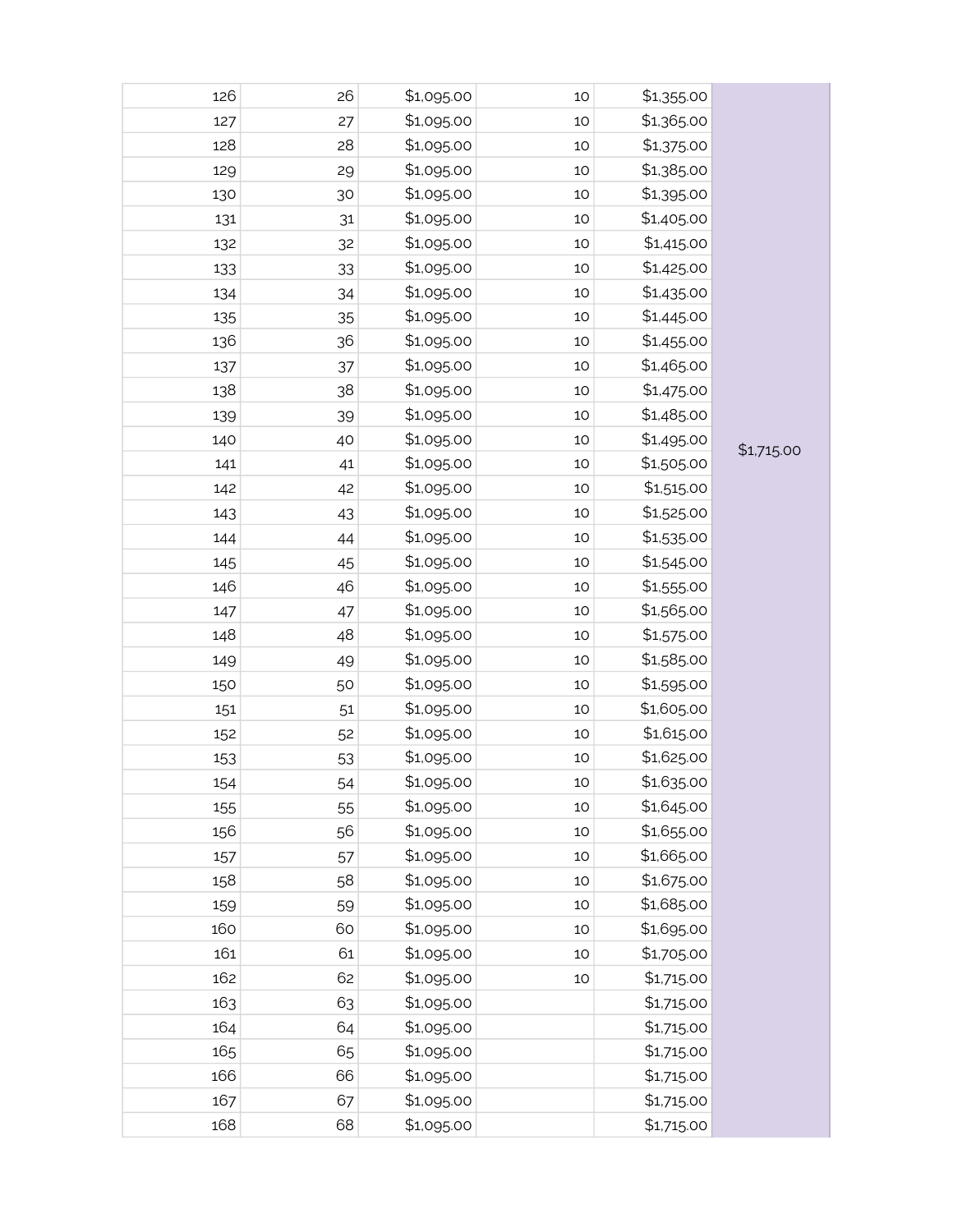| | | | | | |
|---|---|---|---|---|---|
| 126 | 26 | $1,095.00 | 10 | $1,355.00 | $1,715.00 |
| 127 | 27 | $1,095.00 | 10 | $1,365.00 | |
| 128 | 28 | $1,095.00 | 10 | $1,375.00 | |
| 129 | 29 | $1,095.00 | 10 | $1,385.00 | |
| 130 | 30 | $1,095.00 | 10 | $1,395.00 | |
| 131 | 31 | $1,095.00 | 10 | $1,405.00 | |
| 132 | 32 | $1,095.00 | 10 | $1,415.00 | |
| 133 | 33 | $1,095.00 | 10 | $1,425.00 | |
| 134 | 34 | $1,095.00 | 10 | $1,435.00 | |
| 135 | 35 | $1,095.00 | 10 | $1,445.00 | |
| 136 | 36 | $1,095.00 | 10 | $1,455.00 | |
| 137 | 37 | $1,095.00 | 10 | $1,465.00 | |
| 138 | 38 | $1,095.00 | 10 | $1,475.00 | |
| 139 | 39 | $1,095.00 | 10 | $1,485.00 | |
| 140 | 40 | $1,095.00 | 10 | $1,495.00 | |
| 141 | 41 | $1,095.00 | 10 | $1,505.00 | |
| 142 | 42 | $1,095.00 | 10 | $1,515.00 | |
| 143 | 43 | $1,095.00 | 10 | $1,525.00 | |
| 144 | 44 | $1,095.00 | 10 | $1,535.00 | |
| 145 | 45 | $1,095.00 | 10 | $1,545.00 | |
| 146 | 46 | $1,095.00 | 10 | $1,555.00 | |
| 147 | 47 | $1,095.00 | 10 | $1,565.00 | |
| 148 | 48 | $1,095.00 | 10 | $1,575.00 | |
| 149 | 49 | $1,095.00 | 10 | $1,585.00 | |
| 150 | 50 | $1,095.00 | 10 | $1,595.00 | |
| 151 | 51 | $1,095.00 | 10 | $1,605.00 | |
| 152 | 52 | $1,095.00 | 10 | $1,615.00 | |
| 153 | 53 | $1,095.00 | 10 | $1,625.00 | |
| 154 | 54 | $1,095.00 | 10 | $1,635.00 | |
| 155 | 55 | $1,095.00 | 10 | $1,645.00 | |
| 156 | 56 | $1,095.00 | 10 | $1,655.00 | |
| 157 | 57 | $1,095.00 | 10 | $1,665.00 | |
| 158 | 58 | $1,095.00 | 10 | $1,675.00 | |
| 159 | 59 | $1,095.00 | 10 | $1,685.00 | |
| 160 | 60 | $1,095.00 | 10 | $1,695.00 | |
| 161 | 61 | $1,095.00 | 10 | $1,705.00 | |
| 162 | 62 | $1,095.00 | 10 | $1,715.00 | |
| 163 | 63 | $1,095.00 | | $1,715.00 | |
| 164 | 64 | $1,095.00 | | $1,715.00 | |
| 165 | 65 | $1,095.00 | | $1,715.00 | |
| 166 | 66 | $1,095.00 | | $1,715.00 | |
| 167 | 67 | $1,095.00 | | $1,715.00 | |
| 168 | 68 | $1,095.00 | | $1,715.00 | |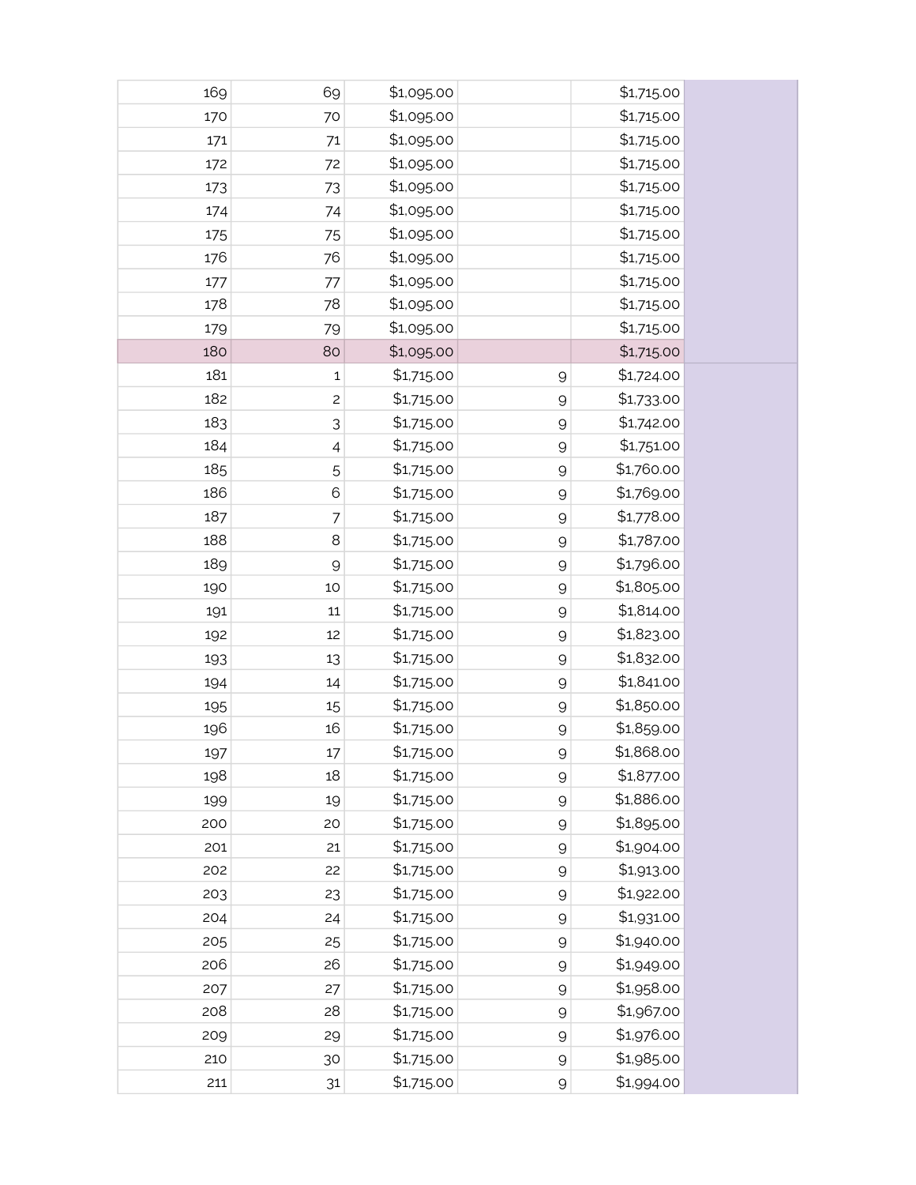| | | | | | |
|---|---|---|---|---|---|
| 169 | 69 | $1,095.00 | | $1,715.00 | |
| 170 | 70 | $1,095.00 | | $1,715.00 | |
| 171 | 71 | $1,095.00 | | $1,715.00 | |
| 172 | 72 | $1,095.00 | | $1,715.00 | |
| 173 | 73 | $1,095.00 | | $1,715.00 | |
| 174 | 74 | $1,095.00 | | $1,715.00 | |
| 175 | 75 | $1,095.00 | | $1,715.00 | |
| 176 | 76 | $1,095.00 | | $1,715.00 | |
| 177 | 77 | $1,095.00 | | $1,715.00 | |
| 178 | 78 | $1,095.00 | | $1,715.00 | |
| 179 | 79 | $1,095.00 | | $1,715.00 | |
| 180 | 80 | $1,095.00 | | $1,715.00 | |
| 181 | 1 | $1,715.00 | 9 | $1,724.00 | |
| 182 | 2 | $1,715.00 | 9 | $1,733.00 | |
| 183 | 3 | $1,715.00 | 9 | $1,742.00 | |
| 184 | 4 | $1,715.00 | 9 | $1,751.00 | |
| 185 | 5 | $1,715.00 | 9 | $1,760.00 | |
| 186 | 6 | $1,715.00 | 9 | $1,769.00 | |
| 187 | 7 | $1,715.00 | 9 | $1,778.00 | |
| 188 | 8 | $1,715.00 | 9 | $1,787.00 | |
| 189 | 9 | $1,715.00 | 9 | $1,796.00 | |
| 190 | 10 | $1,715.00 | 9 | $1,805.00 | |
| 191 | 11 | $1,715.00 | 9 | $1,814.00 | |
| 192 | 12 | $1,715.00 | 9 | $1,823.00 | |
| 193 | 13 | $1,715.00 | 9 | $1,832.00 | |
| 194 | 14 | $1,715.00 | 9 | $1,841.00 | |
| 195 | 15 | $1,715.00 | 9 | $1,850.00 | |
| 196 | 16 | $1,715.00 | 9 | $1,859.00 | |
| 197 | 17 | $1,715.00 | 9 | $1,868.00 | |
| 198 | 18 | $1,715.00 | 9 | $1,877.00 | |
| 199 | 19 | $1,715.00 | 9 | $1,886.00 | |
| 200 | 20 | $1,715.00 | 9 | $1,895.00 | |
| 201 | 21 | $1,715.00 | 9 | $1,904.00 | |
| 202 | 22 | $1,715.00 | 9 | $1,913.00 | |
| 203 | 23 | $1,715.00 | 9 | $1,922.00 | |
| 204 | 24 | $1,715.00 | 9 | $1,931.00 | |
| 205 | 25 | $1,715.00 | 9 | $1,940.00 | |
| 206 | 26 | $1,715.00 | 9 | $1,949.00 | |
| 207 | 27 | $1,715.00 | 9 | $1,958.00 | |
| 208 | 28 | $1,715.00 | 9 | $1,967.00 | |
| 209 | 29 | $1,715.00 | 9 | $1,976.00 | |
| 210 | 30 | $1,715.00 | 9 | $1,985.00 | |
| 211 | 31 | $1,715.00 | 9 | $1,994.00 | |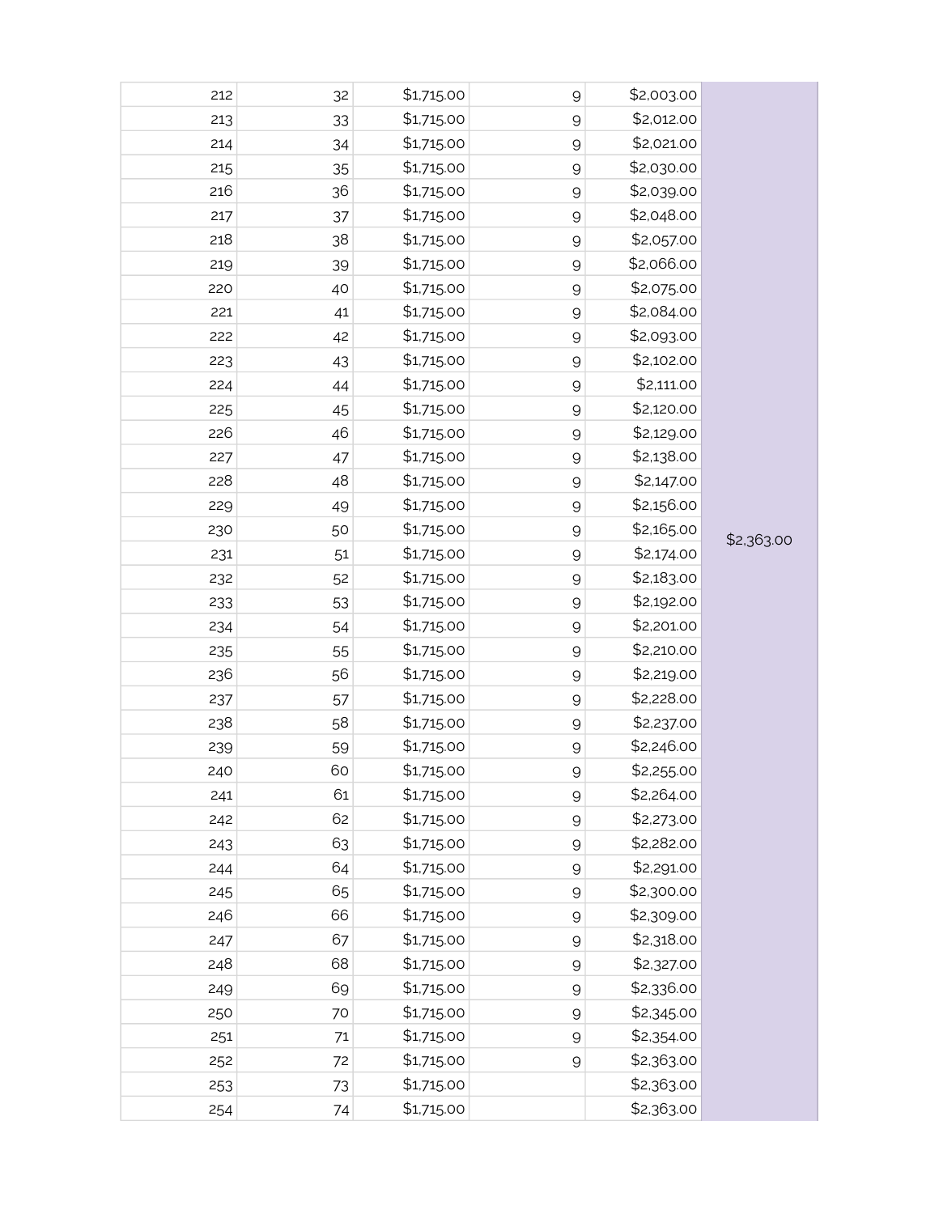| | | | | | |
|---|---|---|---|---|---|
| 212 | 32 | $1,715.00 | 9 | $2,003.00 | |
| 213 | 33 | $1,715.00 | 9 | $2,012.00 | |
| 214 | 34 | $1,715.00 | 9 | $2,021.00 | |
| 215 | 35 | $1,715.00 | 9 | $2,030.00 | |
| 216 | 36 | $1,715.00 | 9 | $2,039.00 | |
| 217 | 37 | $1,715.00 | 9 | $2,048.00 | |
| 218 | 38 | $1,715.00 | 9 | $2,057.00 | |
| 219 | 39 | $1,715.00 | 9 | $2,066.00 | |
| 220 | 40 | $1,715.00 | 9 | $2,075.00 | |
| 221 | 41 | $1,715.00 | 9 | $2,084.00 | |
| 222 | 42 | $1,715.00 | 9 | $2,093.00 | |
| 223 | 43 | $1,715.00 | 9 | $2,102.00 | |
| 224 | 44 | $1,715.00 | 9 | $2,111.00 | |
| 225 | 45 | $1,715.00 | 9 | $2,120.00 | |
| 226 | 46 | $1,715.00 | 9 | $2,129.00 | |
| 227 | 47 | $1,715.00 | 9 | $2,138.00 | |
| 228 | 48 | $1,715.00 | 9 | $2,147.00 | |
| 229 | 49 | $1,715.00 | 9 | $2,156.00 | |
| 230 | 50 | $1,715.00 | 9 | $2,165.00 | $2,363.00 |
| 231 | 51 | $1,715.00 | 9 | $2,174.00 | |
| 232 | 52 | $1,715.00 | 9 | $2,183.00 | |
| 233 | 53 | $1,715.00 | 9 | $2,192.00 | |
| 234 | 54 | $1,715.00 | 9 | $2,201.00 | |
| 235 | 55 | $1,715.00 | 9 | $2,210.00 | |
| 236 | 56 | $1,715.00 | 9 | $2,219.00 | |
| 237 | 57 | $1,715.00 | 9 | $2,228.00 | |
| 238 | 58 | $1,715.00 | 9 | $2,237.00 | |
| 239 | 59 | $1,715.00 | 9 | $2,246.00 | |
| 240 | 60 | $1,715.00 | 9 | $2,255.00 | |
| 241 | 61 | $1,715.00 | 9 | $2,264.00 | |
| 242 | 62 | $1,715.00 | 9 | $2,273.00 | |
| 243 | 63 | $1,715.00 | 9 | $2,282.00 | |
| 244 | 64 | $1,715.00 | 9 | $2,291.00 | |
| 245 | 65 | $1,715.00 | 9 | $2,300.00 | |
| 246 | 66 | $1,715.00 | 9 | $2,309.00 | |
| 247 | 67 | $1,715.00 | 9 | $2,318.00 | |
| 248 | 68 | $1,715.00 | 9 | $2,327.00 | |
| 249 | 69 | $1,715.00 | 9 | $2,336.00 | |
| 250 | 70 | $1,715.00 | 9 | $2,345.00 | |
| 251 | 71 | $1,715.00 | 9 | $2,354.00 | |
| 252 | 72 | $1,715.00 | 9 | $2,363.00 | |
| 253 | 73 | $1,715.00 | | $2,363.00 | |
| 254 | 74 | $1,715.00 | | $2,363.00 | |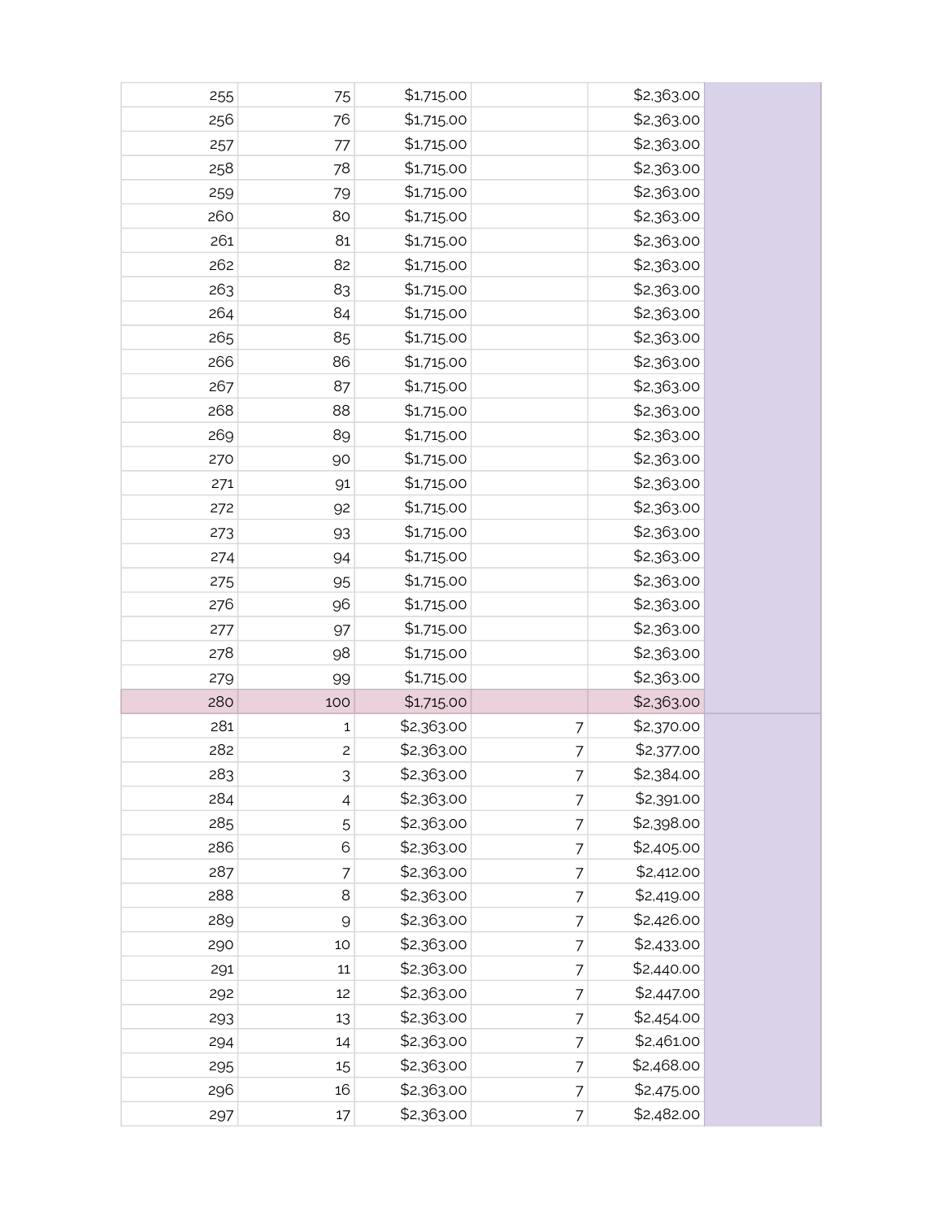| | | | | | |
|---|---|---|---|---|---|
| 255 | 75 | $1,715.00 | | $2,363.00 | |
| 256 | 76 | $1,715.00 | | $2,363.00 | |
| 257 | 77 | $1,715.00 | | $2,363.00 | |
| 258 | 78 | $1,715.00 | | $2,363.00 | |
| 259 | 79 | $1,715.00 | | $2,363.00 | |
| 260 | 80 | $1,715.00 | | $2,363.00 | |
| 261 | 81 | $1,715.00 | | $2,363.00 | |
| 262 | 82 | $1,715.00 | | $2,363.00 | |
| 263 | 83 | $1,715.00 | | $2,363.00 | |
| 264 | 84 | $1,715.00 | | $2,363.00 | |
| 265 | 85 | $1,715.00 | | $2,363.00 | |
| 266 | 86 | $1,715.00 | | $2,363.00 | |
| 267 | 87 | $1,715.00 | | $2,363.00 | |
| 268 | 88 | $1,715.00 | | $2,363.00 | |
| 269 | 89 | $1,715.00 | | $2,363.00 | |
| 270 | 90 | $1,715.00 | | $2,363.00 | |
| 271 | 91 | $1,715.00 | | $2,363.00 | |
| 272 | 92 | $1,715.00 | | $2,363.00 | |
| 273 | 93 | $1,715.00 | | $2,363.00 | |
| 274 | 94 | $1,715.00 | | $2,363.00 | |
| 275 | 95 | $1,715.00 | | $2,363.00 | |
| 276 | 96 | $1,715.00 | | $2,363.00 | |
| 277 | 97 | $1,715.00 | | $2,363.00 | |
| 278 | 98 | $1,715.00 | | $2,363.00 | |
| 279 | 99 | $1,715.00 | | $2,363.00 | |
| 280 | 100 | $1,715.00 | | $2,363.00 | |
| 281 | 1 | $2,363.00 | 7 | $2,370.00 | |
| 282 | 2 | $2,363.00 | 7 | $2,377.00 | |
| 283 | 3 | $2,363.00 | 7 | $2,384.00 | |
| 284 | 4 | $2,363.00 | 7 | $2,391.00 | |
| 285 | 5 | $2,363.00 | 7 | $2,398.00 | |
| 286 | 6 | $2,363.00 | 7 | $2,405.00 | |
| 287 | 7 | $2,363.00 | 7 | $2,412.00 | |
| 288 | 8 | $2,363.00 | 7 | $2,419.00 | |
| 289 | 9 | $2,363.00 | 7 | $2,426.00 | |
| 290 | 10 | $2,363.00 | 7 | $2,433.00 | |
| 291 | 11 | $2,363.00 | 7 | $2,440.00 | |
| 292 | 12 | $2,363.00 | 7 | $2,447.00 | |
| 293 | 13 | $2,363.00 | 7 | $2,454.00 | |
| 294 | 14 | $2,363.00 | 7 | $2,461.00 | |
| 295 | 15 | $2,363.00 | 7 | $2,468.00 | |
| 296 | 16 | $2,363.00 | 7 | $2,475.00 | |
| 297 | 17 | $2,363.00 | 7 | $2,482.00 | |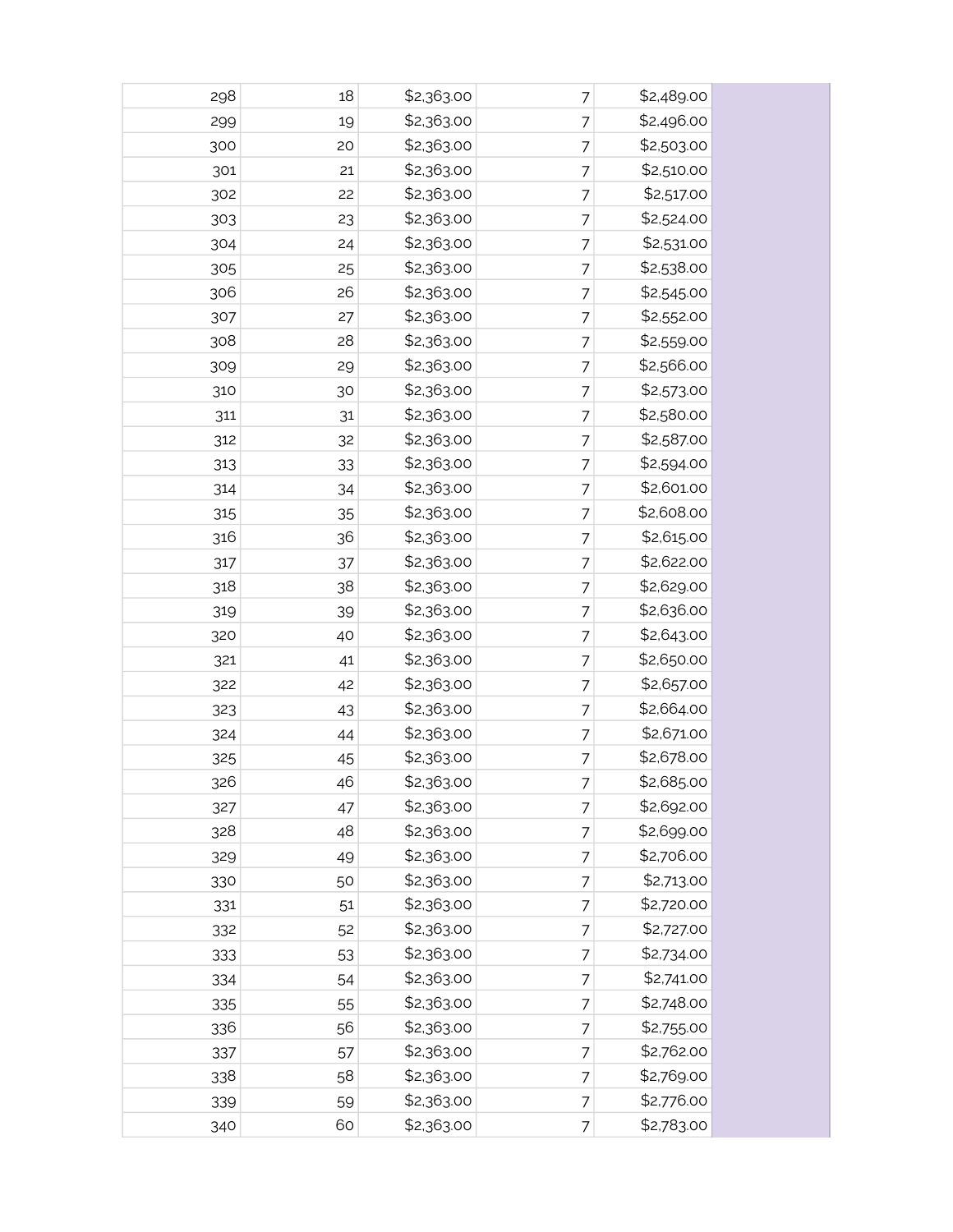| | | | | | |
|---|---|---|---|---|---|
| 298 | 18 | $2,363.00 | 7 | $2,489.00 | |
| 299 | 19 | $2,363.00 | 7 | $2,496.00 | |
| 300 | 20 | $2,363.00 | 7 | $2,503.00 | |
| 301 | 21 | $2,363.00 | 7 | $2,510.00 | |
| 302 | 22 | $2,363.00 | 7 | $2,517.00 | |
| 303 | 23 | $2,363.00 | 7 | $2,524.00 | |
| 304 | 24 | $2,363.00 | 7 | $2,531.00 | |
| 305 | 25 | $2,363.00 | 7 | $2,538.00 | |
| 306 | 26 | $2,363.00 | 7 | $2,545.00 | |
| 307 | 27 | $2,363.00 | 7 | $2,552.00 | |
| 308 | 28 | $2,363.00 | 7 | $2,559.00 | |
| 309 | 29 | $2,363.00 | 7 | $2,566.00 | |
| 310 | 30 | $2,363.00 | 7 | $2,573.00 | |
| 311 | 31 | $2,363.00 | 7 | $2,580.00 | |
| 312 | 32 | $2,363.00 | 7 | $2,587.00 | |
| 313 | 33 | $2,363.00 | 7 | $2,594.00 | |
| 314 | 34 | $2,363.00 | 7 | $2,601.00 | |
| 315 | 35 | $2,363.00 | 7 | $2,608.00 | |
| 316 | 36 | $2,363.00 | 7 | $2,615.00 | |
| 317 | 37 | $2,363.00 | 7 | $2,622.00 | |
| 318 | 38 | $2,363.00 | 7 | $2,629.00 | |
| 319 | 39 | $2,363.00 | 7 | $2,636.00 | |
| 320 | 40 | $2,363.00 | 7 | $2,643.00 | |
| 321 | 41 | $2,363.00 | 7 | $2,650.00 | |
| 322 | 42 | $2,363.00 | 7 | $2,657.00 | |
| 323 | 43 | $2,363.00 | 7 | $2,664.00 | |
| 324 | 44 | $2,363.00 | 7 | $2,671.00 | |
| 325 | 45 | $2,363.00 | 7 | $2,678.00 | |
| 326 | 46 | $2,363.00 | 7 | $2,685.00 | |
| 327 | 47 | $2,363.00 | 7 | $2,692.00 | |
| 328 | 48 | $2,363.00 | 7 | $2,699.00 | |
| 329 | 49 | $2,363.00 | 7 | $2,706.00 | |
| 330 | 50 | $2,363.00 | 7 | $2,713.00 | |
| 331 | 51 | $2,363.00 | 7 | $2,720.00 | |
| 332 | 52 | $2,363.00 | 7 | $2,727.00 | |
| 333 | 53 | $2,363.00 | 7 | $2,734.00 | |
| 334 | 54 | $2,363.00 | 7 | $2,741.00 | |
| 335 | 55 | $2,363.00 | 7 | $2,748.00 | |
| 336 | 56 | $2,363.00 | 7 | $2,755.00 | |
| 337 | 57 | $2,363.00 | 7 | $2,762.00 | |
| 338 | 58 | $2,363.00 | 7 | $2,769.00 | |
| 339 | 59 | $2,363.00 | 7 | $2,776.00 | |
| 340 | 60 | $2,363.00 | 7 | $2,783.00 | |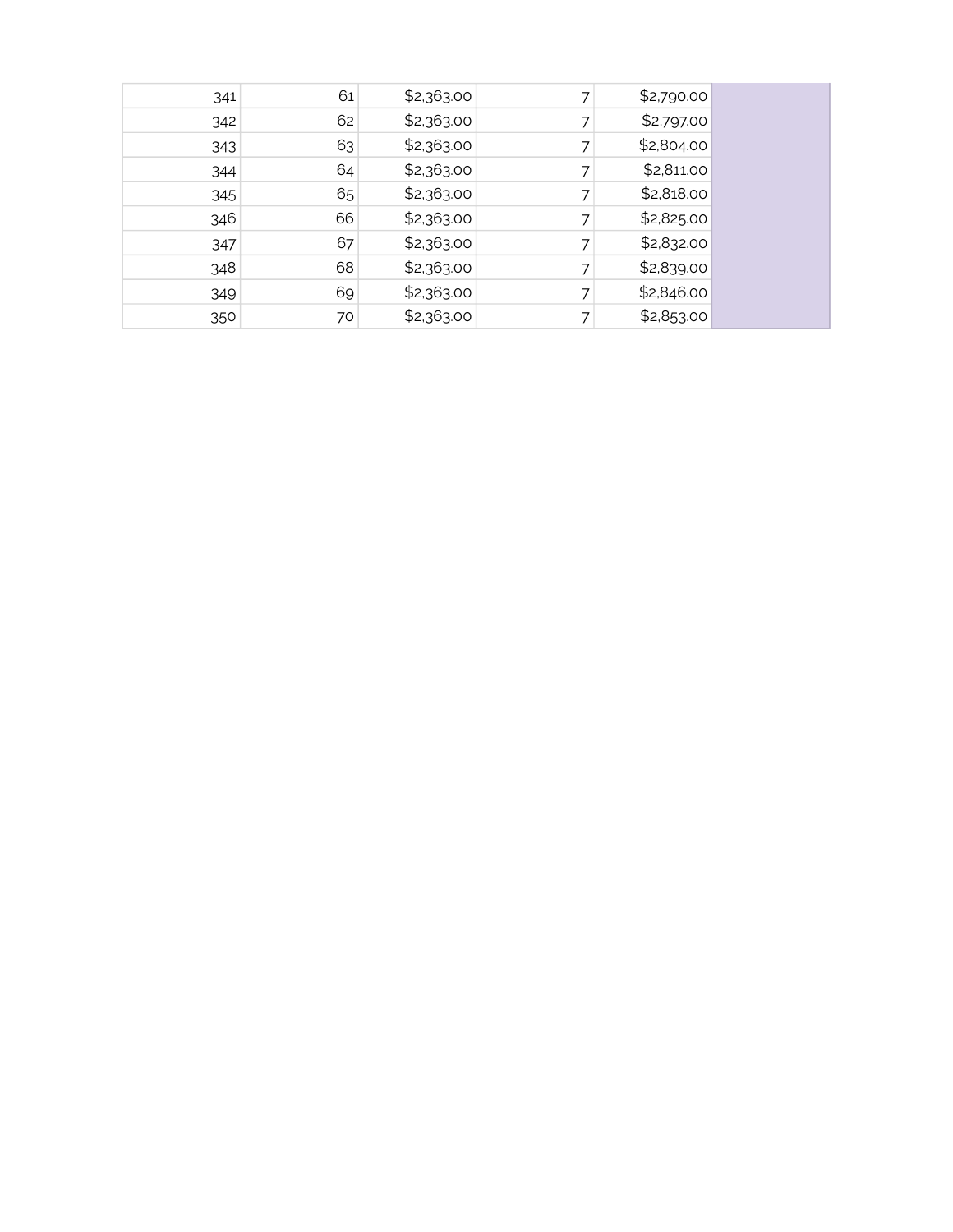| | | | | | |
|---|---|---|---|---|---|
| 341 | 61 | $2,363.00 | 7 | $2,790.00 | |
| 342 | 62 | $2,363.00 | 7 | $2,797.00 | |
| 343 | 63 | $2,363.00 | 7 | $2,804.00 | |
| 344 | 64 | $2,363.00 | 7 | $2,811.00 | |
| 345 | 65 | $2,363.00 | 7 | $2,818.00 | |
| 346 | 66 | $2,363.00 | 7 | $2,825.00 | |
| 347 | 67 | $2,363.00 | 7 | $2,832.00 | |
| 348 | 68 | $2,363.00 | 7 | $2,839.00 | |
| 349 | 69 | $2,363.00 | 7 | $2,846.00 | |
| 350 | 70 | $2,363.00 | 7 | $2,853.00 | |